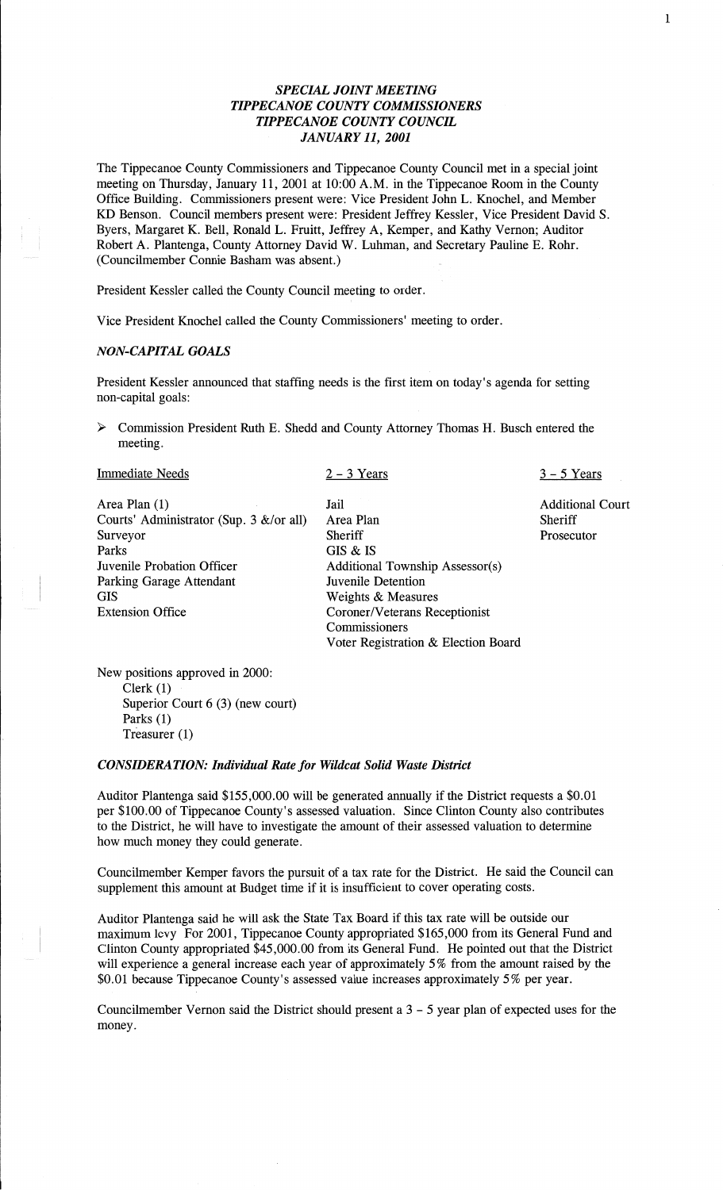# *SPECIAL JOINT MEETING*
# *TIPPECANOE COUNTY COMMISSIONERS*
# *TIPPECANOE COUNTY COUNCIL*
# *JANUARY 11, 2001*

The Tippecanoe County Commissioners and Tippecanoe County Council met in a special joint meeting on Thursday, January 11, 2001 at 10:00 A.M. in the Tippecanoe Room in the County Office Building. Commissioners present were: Vice President John L. Knochel, and Member KD Benson. Council members present were: President Jeffrey Kessler, Vice President David S. Byers, Margaret K. Bell, Ronald L. Fruitt, Jeffrey A, Kemper, and Kathy Vernon; Auditor Robert A. Plantenga, County Attorney David W. Luhman, and Secretary Pauline E. Rohr. (Councilmember Connie Basham was absent.)

President Kessler called the County Council meeting to order.

Vice President Knochel called the County Commissioners' meeting to order.

### *NON-CAPITAL GOALS*

President Kessler announced that staffing needs is the first item on today's agenda for setting non-capital goals:

- ➢ Commission President Ruth E. Shedd and County Attorney Thomas H. Busch entered the meeting.

| Immediate Needs | 2 - 3 Years | 3 - 5 Years |
|---|---|---|
| Area Plan (1) | Jail | Additional Court |
| Courts' Administrator (Sup. 3 &/or all) | Area Plan | Sheriff |
| Surveyor | Sheriff | Prosecutor |
| Parks | GIS & IS | |
| Juvenile Probation Officer | Additional Township Assessor(s) | |
| Parking Garage Attendant | Juvenile Detention | |
| GIS | Weights & Measures | |
| Extension Office | Coroner/Veterans Receptionist | |
| | Commissioners | |
| | Voter Registration & Election Board | |

New positions approved in 2000:
- Clerk (1)
- Superior Court 6 (3) (new court)
- Parks (1)
- Treasurer (1)

### *CONSIDERATION: Individual Rate for Wildcat Solid Waste District*

Auditor Plantenga said $155,000.00 will be generated annually if the District requests a $0.01 per $100.00 of Tippecanoe County's assessed valuation. Since Clinton County also contributes to the District, he will have to investigate the amount of their assessed valuation to determine how much money they could generate.

Councilmember Kemper favors the pursuit of a tax rate for the District. He said the Council can supplement this amount at Budget time if it is insufficient to cover operating costs.

Auditor Plantenga said he will ask the State Tax Board if this tax rate will be outside our maximum levy For 2001, Tippecanoe County appropriated $165,000 from its General Fund and Clinton County appropriated $45,000.00 from its General Fund. He pointed out that the District will experience a general increase each year of approximately 5% from the amount raised by the $0.01 because Tippecanoe County's assessed value increases approximately 5% per year.

Councilmember Vernon said the District should present a 3 - 5 year plan of expected uses for the money.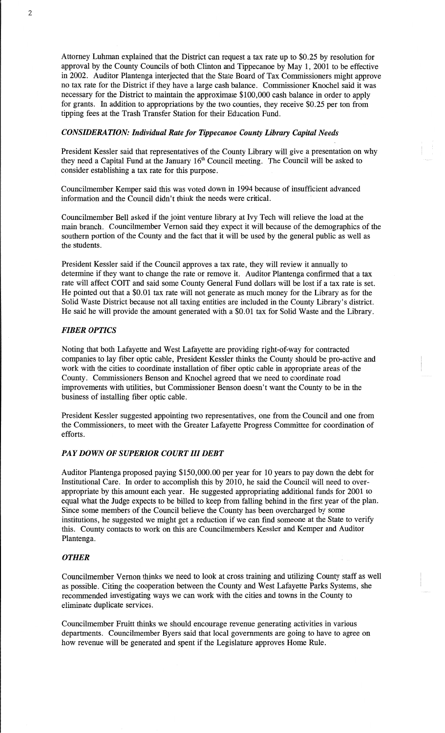Attorney Luhman explained that the District can request a tax rate up to $0.25 by resolution for approval by the County Councils of both Clinton and Tippecanoe by May 1, 2001 to be effective in 2002. Auditor Plantenga interjected that the State Board of Tax Commissioners might approve no tax rate for the District if they have a large cash balance. Commissioner Knochel said it was necessary for the District to maintain the approximate $100,000 cash balance in order to apply for grants. In addition to appropriations by the two counties, they receive $0.25 per ton from tipping fees at the Trash Transfer Station for their Education Fund.

### *CONSIDERATION: Individual Rate for Tippecanoe County Library Capital Needs*

President Kessler said that representatives of the County Library will give a presentation on why they need a Capital Fund at the January 16th Council meeting. The Council will be asked to consider establishing a tax rate for this purpose.

Councilmember Kemper said this was voted down in 1994 because of insufficient advanced information and the Council didn't think the needs were critical.

Councilmember Bell asked if the joint venture library at Ivy Tech will relieve the load at the main branch. Councilmember Vernon said they expect it will because of the demographics of the southern portion of the County and the fact that it will be used by the general public as well as the students.

President Kessler said if the Council approves a tax rate, they will review it annually to determine if they want to change the rate or remove it. Auditor Plantenga confirmed that a tax rate will affect COIT and said some County General Fund dollars will be lost if a tax rate is set. He pointed out that a $0.01 tax rate will not generate as much money for the Library as for the Solid Waste District because not all taxing entities are included in the County Library's district. He said he will provide the amount generated with a $0.01 tax for Solid Waste and the Library.

### *FIBER OPTICS*

Noting that both Lafayette and West Lafayette are providing right-of-way for contracted companies to lay fiber optic cable, President Kessler thinks the County should be pro-active and work with the cities to coordinate installation of fiber optic cable in appropriate areas of the County. Commissioners Benson and Knochel agreed that we need to coordinate road improvements with utilities, but Commissioner Benson doesn't want the County to be in the business of installing fiber optic cable.

President Kessler suggested appointing two representatives, one from the Council and one from the Commissioners, to meet with the Greater Lafayette Progress Committee for coordination of efforts.

### *PAY DOWN OF SUPERIOR COURT III DEBT*

Auditor Plantenga proposed paying $150,000.00 per year for 10 years to pay down the debt for Institutional Care. In order to accomplish this by 2010, he said the Council will need to over-appropriate by this amount each year. He suggested appropriating additional funds for 2001 to equal what the Judge expects to be billed to keep from falling behind in the first year of the plan. Since some members of the Council believe the County has been overcharged by some institutions, he suggested we might get a reduction if we can find someone at the State to verify this. County contacts to work on this are Councilmembers Kessler and Kemper and Auditor Plantenga.

### *OTHER*

Councilmember Vernon thinks we need to look at cross training and utilizing County staff as well as possible. Citing the cooperation between the County and West Lafayette Parks Systems, she recommended investigating ways we can work with the cities and towns in the County to eliminate duplicate services.

Councilmember Fruitt thinks we should encourage revenue generating activities in various departments. Councilmember Byers said that local governments are going to have to agree on how revenue will be generated and spent if the Legislature approves Home Rule.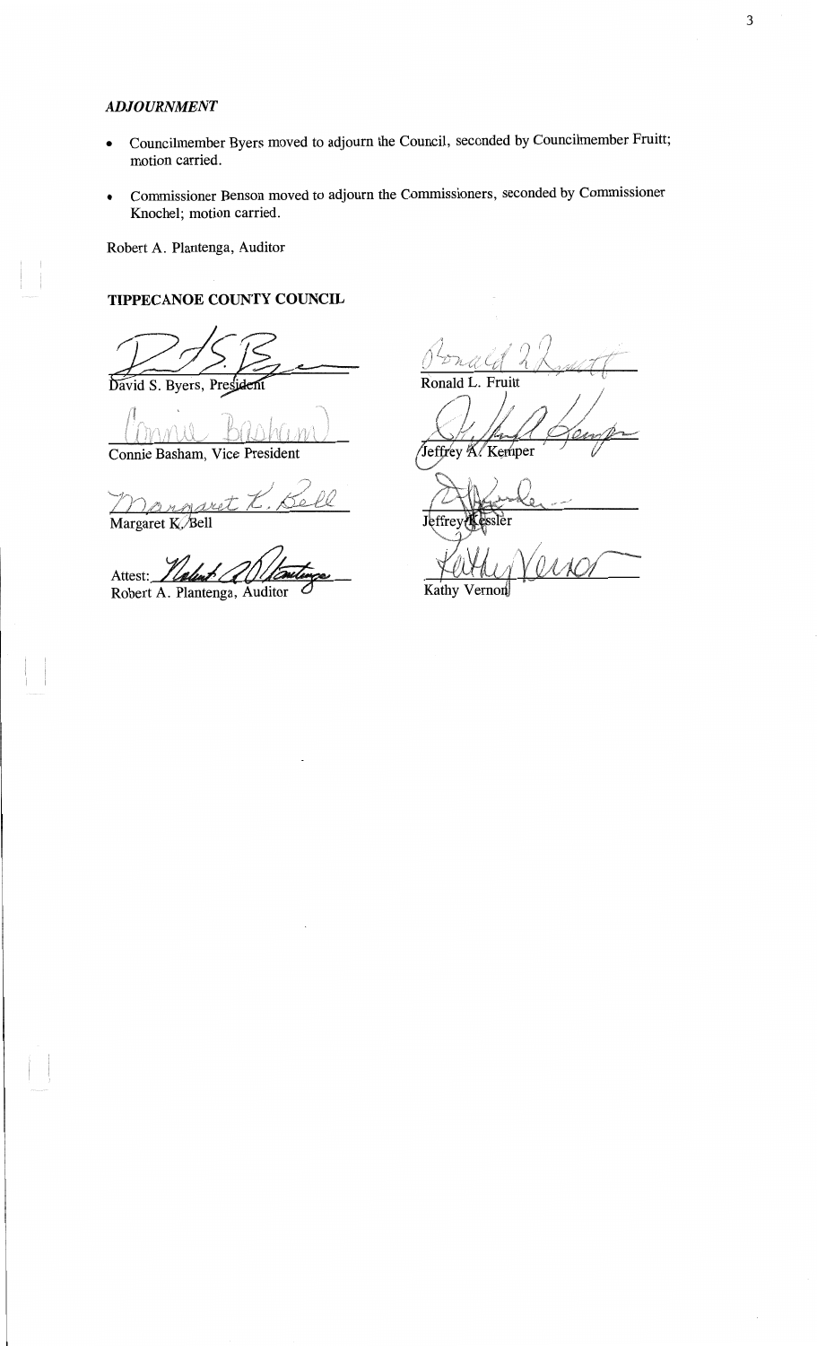### *ADJOURNMENT*

- Councilmember Byers moved to adjourn the Council, seconded by Councilmember Fruitt; motion carried.
- Commissioner Benson moved to adjourn the Commissioners, seconded by Commissioner Knochel; motion carried.

Robert A. Plantenga, Auditor

**TIPPECANOE COUNTY COUNCIL**

David S. Byers, President

Connie Basham, Vice President

Margaret K. Bell

Attest:
Robert A. Plantenga, Auditor

Ronald L. Fruitt

Jeffrey A. Kemper

Jeffrey Kessler

Kathy Vernon